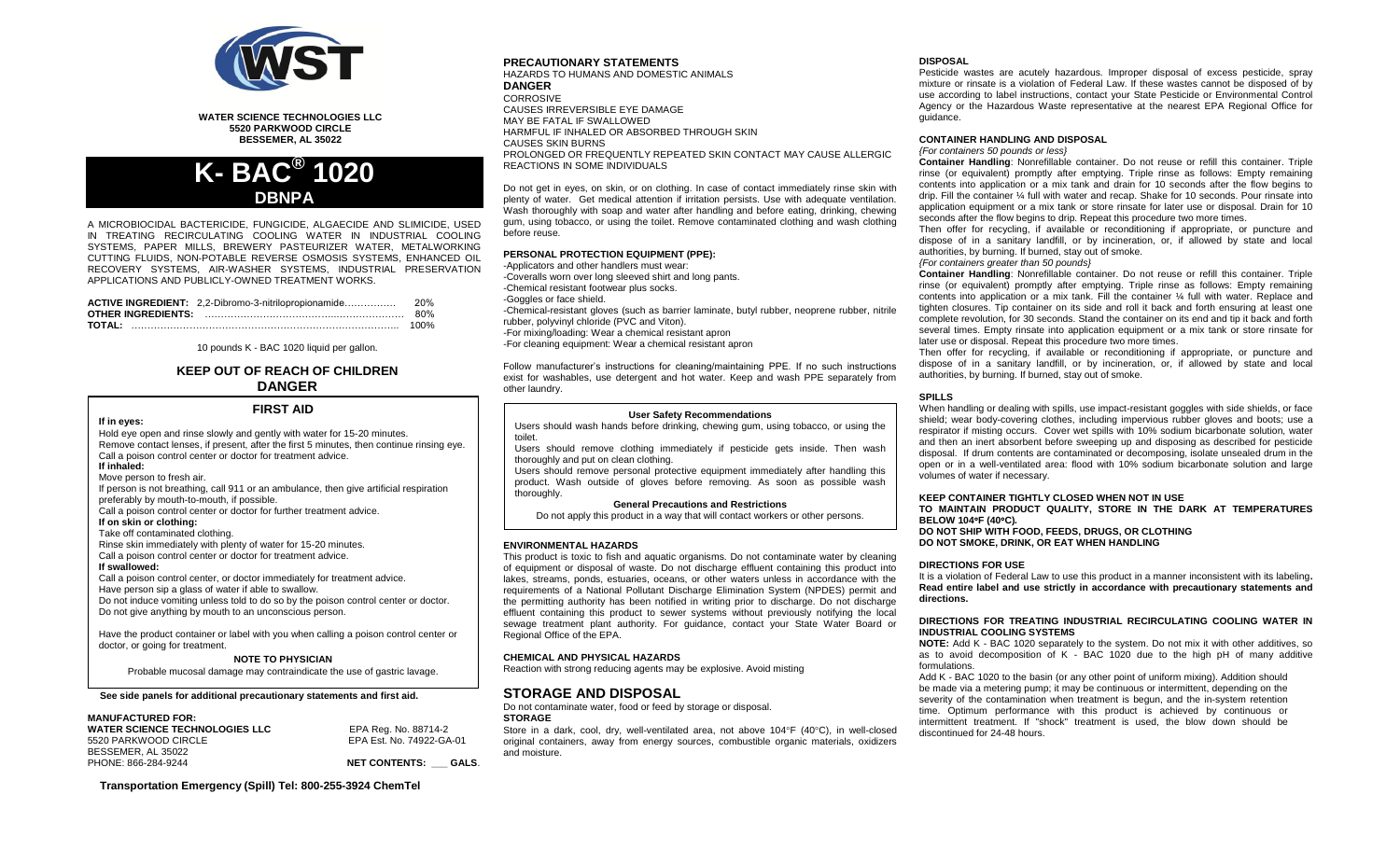**WATER SCIENCE TECHNOLOGIES LLC**
**5520 PARKWOOD CIRCLE**
**BESSEMER, AL 35022**

# K- BAC® 1020

## DBNPA

A MICROBIOCIDAL BACTERICIDE, FUNGICIDE, ALGAECIDE AND SLIMICIDE, USED IN TREATING RECIRCULATING COOLING WATER IN INDUSTRIAL COOLING SYSTEMS, PAPER MILLS, BREWERY PASTEURIZER WATER, METALWORKING CUTTING FLUIDS, NON-POTABLE REVERSE OSMOSIS SYSTEMS, ENHANCED OIL RECOVERY SYSTEMS, AIR-WASHER SYSTEMS, INDUSTRIAL PRESERVATION APPLICATIONS AND PUBLICLY-OWNED TREATMENT WORKS.

| | | |
|---|---|---|
| **ACTIVE INGREDIENT:** | 2,2-Dibromo-3-nitrilopropionamide…………… | 20% |
| **OTHER INGREDIENTS:** | ……………………………………………… | 80% |
| **TOTAL:** | ……………………………………………… | 100% |

10 pounds K - BAC 1020 liquid per gallon.

## KEEP OUT OF REACH OF CHILDREN
## DANGER

### FIRST AID

**If in eyes:**
Hold eye open and rinse slowly and gently with water for 15-20 minutes.
Remove contact lenses, if present, after the first 5 minutes, then continue rinsing eye.
Call a poison control center or doctor for treatment advice.

**If inhaled:**
Move person to fresh air.
If person is not breathing, call 911 or an ambulance, then give artificial respiration preferably by mouth-to-mouth, if possible.
Call a poison control center or doctor for further treatment advice.

**If on skin or clothing:**
Take off contaminated clothing.
Rinse skin immediately with plenty of water for 15-20 minutes.
Call a poison control center or doctor for treatment advice.

**If swallowed:**
Call a poison control center, or doctor immediately for treatment advice.
Have person sip a glass of water if able to swallow.
Do not induce vomiting unless told to do so by the poison control center or doctor.
Do not give anything by mouth to an unconscious person.

Have the product container or label with you when calling a poison control center or doctor, or going for treatment.

**NOTE TO PHYSICIAN**
Probable mucosal damage may contraindicate the use of gastric lavage.

**See side panels for additional precautionary statements and first aid.**

**MANUFACTURED FOR:**
**WATER SCIENCE TECHNOLOGIES LLC**
5520 PARKWOOD CIRCLE
BESSEMER, AL 35022
PHONE: 866-284-9244

EPA Reg. No. 88714-2
EPA Est. No. 74922-GA-01

**NET CONTENTS: ___ GALS**.

**Transportation Emergency (Spill) Tel: 800-255-3924 ChemTel**

## PRECAUTIONARY STATEMENTS

HAZARDS TO HUMANS AND DOMESTIC ANIMALS
**DANGER**
CORROSIVE
CAUSES IRREVERSIBLE EYE DAMAGE
MAY BE FATAL IF SWALLOWED
HARMFUL IF INHALED OR ABSORBED THROUGH SKIN
CAUSES SKIN BURNS
PROLONGED OR FREQUENTLY REPEATED SKIN CONTACT MAY CAUSE ALLERGIC REACTIONS IN SOME INDIVIDUALS

Do not get in eyes, on skin, or on clothing. In case of contact immediately rinse skin with plenty of water. Get medical attention if irritation persists. Use with adequate ventilation. Wash thoroughly with soap and water after handling and before eating, drinking, chewing gum, using tobacco, or using the toilet. Remove contaminated clothing and wash clothing before reuse.

### PERSONAL PROTECTION EQUIPMENT (PPE):

- Applicators and other handlers must wear:
- Coveralls worn over long sleeved shirt and long pants.
- Chemical resistant footwear plus socks.
- Goggles or face shield.
- Chemical-resistant gloves (such as barrier laminate, butyl rubber, neoprene rubber, nitrile rubber, polyvinyl chloride (PVC and Viton).
- For mixing/loading: Wear a chemical resistant apron
- For cleaning equipment: Wear a chemical resistant apron

Follow manufacturer's instructions for cleaning/maintaining PPE. If no such instructions exist for washables, use detergent and hot water. Keep and wash PPE separately from other laundry.

**User Safety Recommendations**

Users should wash hands before drinking, chewing gum, using tobacco, or using the toilet.
Users should remove clothing immediately if pesticide gets inside. Then wash thoroughly and put on clean clothing.
Users should remove personal protective equipment immediately after handling this product. Wash outside of gloves before removing. As soon as possible wash thoroughly.

**General Precautions and Restrictions**

Do not apply this product in a way that will contact workers or other persons.

### ENVIRONMENTAL HAZARDS

This product is toxic to fish and aquatic organisms. Do not contaminate water by cleaning of equipment or disposal of waste. Do not discharge effluent containing this product into lakes, streams, ponds, estuaries, oceans, or other waters unless in accordance with the requirements of a National Pollutant Discharge Elimination System (NPDES) permit and the permitting authority has been notified in writing prior to discharge. Do not discharge effluent containing this product to sewer systems without previously notifying the local sewage treatment plant authority. For guidance, contact your State Water Board or Regional Office of the EPA.

### CHEMICAL AND PHYSICAL HAZARDS

Reaction with strong reducing agents may be explosive. Avoid misting

## STORAGE AND DISPOSAL

Do not contaminate water, food or feed by storage or disposal.

**STORAGE**

Store in a dark, cool, dry, well-ventilated area, not above 104°F (40°C), in well-closed original containers, away from energy sources, combustible organic materials, oxidizers and moisture.

### DISPOSAL

Pesticide wastes are acutely hazardous. Improper disposal of excess pesticide, spray mixture or rinsate is a violation of Federal Law. If these wastes cannot be disposed of by use according to label instructions, contact your State Pesticide or Environmental Control Agency or the Hazardous Waste representative at the nearest EPA Regional Office for guidance.

### CONTAINER HANDLING AND DISPOSAL

*{For containers 50 pounds or less}*

**Container Handling**: Nonrefillable container. Do not reuse or refill this container. Triple rinse (or equivalent) promptly after emptying. Triple rinse as follows: Empty remaining contents into application or a mix tank and drain for 10 seconds after the flow begins to drip. Fill the container ¼ full with water and recap. Shake for 10 seconds. Pour rinsate into application equipment or a mix tank or store rinsate for later use or disposal. Drain for 10 seconds after the flow begins to drip. Repeat this procedure two more times.
Then offer for recycling, if available or reconditioning if appropriate, or puncture and dispose of in a sanitary landfill, or by incineration, or, if allowed by state and local authorities, by burning. If burned, stay out of smoke.

*{For containers greater than 50 pounds}*

**Container Handling**: Nonrefillable container. Do not reuse or refill this container. Triple rinse (or equivalent) promptly after emptying. Triple rinse as follows: Empty remaining contents into application or a mix tank. Fill the container ¼ full with water. Replace and tighten closures. Tip container on its side and roll it back and forth ensuring at least one complete revolution, for 30 seconds. Stand the container on its end and tip it back and forth several times. Empty rinsate into application equipment or a mix tank or store rinsate for later use or disposal. Repeat this procedure two more times.
Then offer for recycling, if available or reconditioning if appropriate, or puncture and dispose of in a sanitary landfill, or by incineration, or, if allowed by state and local authorities, by burning. If burned, stay out of smoke.

### SPILLS

When handling or dealing with spills, use impact-resistant goggles with side shields, or face shield; wear body-covering clothes, including impervious rubber gloves and boots; use a respirator if misting occurs. Cover wet spills with 10% sodium bicarbonate solution, water and then an inert absorbent before sweeping up and disposing as described for pesticide disposal. If drum contents are contaminated or decomposing, isolate unsealed drum in the open or in a well-ventilated area: flood with 10% sodium bicarbonate solution and large volumes of water if necessary.

**KEEP CONTAINER TIGHTLY CLOSED WHEN NOT IN USE**
**TO MAINTAIN PRODUCT QUALITY, STORE IN THE DARK AT TEMPERATURES BELOW 104ºF (40ºC).**
**DO NOT SHIP WITH FOOD, FEEDS, DRUGS, OR CLOTHING**
**DO NOT SMOKE, DRINK, OR EAT WHEN HANDLING**

### DIRECTIONS FOR USE

It is a violation of Federal Law to use this product in a manner inconsistent with its labeling. **Read entire label and use strictly in accordance with precautionary statements and directions.**

### DIRECTIONS FOR TREATING INDUSTRIAL RECIRCULATING COOLING WATER IN INDUSTRIAL COOLING SYSTEMS

**NOTE:** Add K - BAC 1020 separately to the system. Do not mix it with other additives, so as to avoid decomposition of K - BAC 1020 due to the high pH of many additive formulations.

Add K - BAC 1020 to the basin (or any other point of uniform mixing). Addition should be made via a metering pump; it may be continuous or intermittent, depending on the severity of the contamination when treatment is begun, and the in-system retention time. Optimum performance with this product is achieved by continuous or intermittent treatment. If "shock" treatment is used, the blow down should be discontinued for 24-48 hours.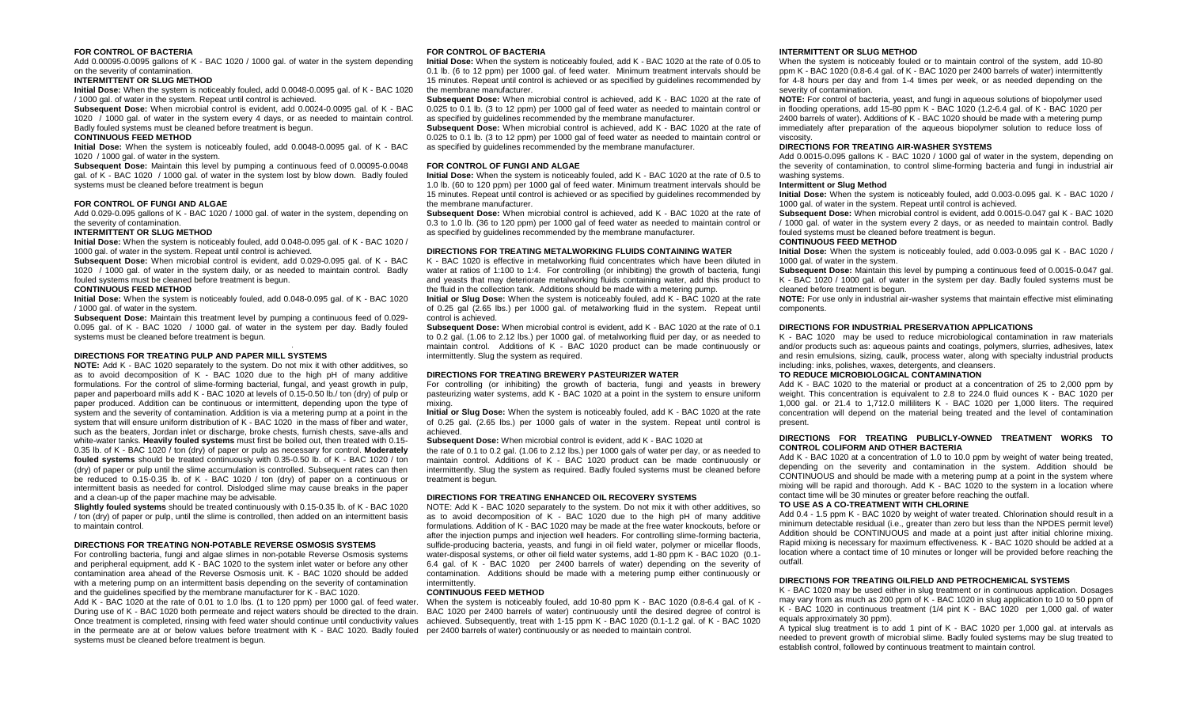## FOR CONTROL OF BACTERIA

Add 0.00095-0.0095 gallons of K - BAC 1020 / 1000 gal. of water in the system depending on the severity of contamination.

### INTERMITTENT OR SLUG METHOD

**Initial Dose:** When the system is noticeably fouled, add 0.0048-0.0095 gal. of K - BAC 1020 / 1000 gal. of water in the system. Repeat until control is achieved.

**Subsequent Dose:** When microbial control is evident, add 0.0024-0.0095 gal. of K - BAC 1020 / 1000 gal. of water in the system every 4 days, or as needed to maintain control. Badly fouled systems must be cleaned before treatment is begun.

### CONTINUOUS FEED METHOD

**Initial Dose:** When the system is noticeably fouled, add 0.0048-0.0095 gal. of K - BAC 1020 / 1000 gal. of water in the system.

**Subsequent Dose:** Maintain this level by pumping a continuous feed of 0.00095-0.0048 gal. of K - BAC 1020 / 1000 gal. of water in the system lost by blow down. Badly fouled systems must be cleaned before treatment is begun

## FOR CONTROL OF FUNGI AND ALGAE

Add 0.029-0.095 gallons of K - BAC 1020 / 1000 gal. of water in the system, depending on the severity of contamination.

### INTERMITTENT OR SLUG METHOD

**Initial Dose:** When the system is noticeably fouled, add 0.048-0.095 gal. of K - BAC 1020 / 1000 gal. of water in the system. Repeat until control is achieved.

**Subsequent Dose:** When microbial control is evident, add 0.029-0.095 gal. of K - BAC 1020 / 1000 gal. of water in the system daily, or as needed to maintain control. Badly fouled systems must be cleaned before treatment is begun.

### CONTINUOUS FEED METHOD

**Initial Dose:** When the system is noticeably fouled, add 0.048-0.095 gal. of K - BAC 1020 / 1000 gal. of water in the system.

**Subsequent Dose:** Maintain this treatment level by pumping a continuous feed of 0.029-0.095 gal. of K - BAC 1020 / 1000 gal. of water in the system per day. Badly fouled systems must be cleaned before treatment is begun.

## DIRECTIONS FOR TREATING PULP AND PAPER MILL SYSTEMS

**NOTE:** Add K - BAC 1020 separately to the system. Do not mix it with other additives, so as to avoid decomposition of K - BAC 1020 due to the high pH of many additive formulations. For the control of slime-forming bacterial, fungal, and yeast growth in pulp, paper and paperboard mills add K - BAC 1020 at levels of 0.15-0.50 lb./ ton (dry) of pulp or paper produced. Addition can be continuous or intermittent, depending upon the type of system and the severity of contamination. Addition is via a metering pump at a point in the system that will ensure uniform distribution of K - BAC 1020 in the mass of fiber and water, such as the beaters, Jordan inlet or discharge, broke chests, furnish chests, save-alls and white-water tanks. **Heavily fouled systems** must first be boiled out, then treated with 0.15-0.35 lb. of K - BAC 1020 / ton (dry) of paper or pulp as necessary for control. **Moderately fouled systems** should be treated continuously with 0.35-0.50 lb. of K - BAC 1020 / ton (dry) of paper or pulp until the slime accumulation is controlled. Subsequent rates can then be reduced to 0.15-0.35 lb. of K - BAC 1020 / ton (dry) of paper on a continuous or intermittent basis as needed for control. Dislodged slime may cause breaks in the paper and a clean-up of the paper machine may be advisable.

**Slightly fouled systems** should be treated continuously with 0.15-0.35 lb. of K - BAC 1020 / ton (dry) of paper or pulp, until the slime is controlled, then added on an intermittent basis to maintain control.

## DIRECTIONS FOR TREATING NON-POTABLE REVERSE OSMOSIS SYSTEMS

For controlling bacteria, fungi and algae slimes in non-potable Reverse Osmosis systems and peripheral equipment, add K - BAC 1020 to the system inlet water or before any other contamination area ahead of the Reverse Osmosis unit. K - BAC 1020 should be added with a metering pump on an intermittent basis depending on the severity of contamination and the guidelines specified by the membrane manufacturer for K - BAC 1020.

Add K - BAC 1020 at the rate of 0.01 to 1.0 lbs. (1 to 120 ppm) per 1000 gal. of feed water. During use of K - BAC 1020 both permeate and reject waters should be directed to the drain. Once treatment is completed, rinsing with feed water should continue until conductivity values in the permeate are at or below values before treatment with K - BAC 1020. Badly fouled systems must be cleaned before treatment is begun.

## FOR CONTROL OF BACTERIA

**Initial Dose:** When the system is noticeably fouled, add K - BAC 1020 at the rate of 0.05 to 0.1 lb. (6 to 12 ppm) per 1000 gal. of feed water. Minimum treatment intervals should be 15 minutes. Repeat until control is achieved or as specified by guidelines recommended by the membrane manufacturer.

**Subsequent Dose:** When microbial control is achieved, add K - BAC 1020 at the rate of 0.025 to 0.1 lb. (3 to 12 ppm) per 1000 gal of feed water as needed to maintain control or as specified by guidelines recommended by the membrane manufacturer.

**Subsequent Dose:** When microbial control is achieved, add K - BAC 1020 at the rate of 0.025 to 0.1 lb. (3 to 12 ppm) per 1000 gal of feed water as needed to maintain control or as specified by guidelines recommended by the membrane manufacturer.

## FOR CONTROL OF FUNGI AND ALGAE

**Initial Dose:** When the system is noticeably fouled, add K - BAC 1020 at the rate of 0.5 to 1.0 lb. (60 to 120 ppm) per 1000 gal of feed water. Minimum treatment intervals should be 15 minutes. Repeat until control is achieved or as specified by guidelines recommended by the membrane manufacturer.

**Subsequent Dose:** When microbial control is achieved, add K - BAC 1020 at the rate of 0.3 to 1.0 lb. (36 to 120 ppm) per 1000 gal of feed water as needed to maintain control or as specified by guidelines recommended by the membrane manufacturer.

## DIRECTIONS FOR TREATING METALWORKING FLUIDS CONTAINING WATER

K - BAC 1020 is effective in metalworking fluid concentrates which have been diluted in water at ratios of 1:100 to 1:4. For controlling (or inhibiting) the growth of bacteria, fungi and yeasts that may deteriorate metalworking fluids containing water, add this product to the fluid in the collection tank. Additions should be made with a metering pump.

**Initial or Slug Dose:** When the system is noticeably fouled, add K - BAC 1020 at the rate of 0.25 gal (2.65 lbs.) per 1000 gal. of metalworking fluid in the system. Repeat until control is achieved.

**Subsequent Dose:** When microbial control is evident, add K - BAC 1020 at the rate of 0.1 to 0.2 gal. (1.06 to 2.12 lbs.) per 1000 gal. of metalworking fluid per day, or as needed to maintain control. Additions of K - BAC 1020 product can be made continuously or intermittently. Slug the system as required.

## DIRECTIONS FOR TREATING BREWERY PASTEURIZER WATER

For controlling (or inhibiting) the growth of bacteria, fungi and yeasts in brewery pasteurizing water systems, add K - BAC 1020 at a point in the system to ensure uniform mixing.

**Initial or Slug Dose:** When the system is noticeably fouled, add K - BAC 1020 at the rate of 0.25 gal. (2.65 lbs.) per 1000 gals of water in the system. Repeat until control is achieved.

**Subsequent Dose:** When microbial control is evident, add K - BAC 1020 at the rate of 0.1 to 0.2 gal. (1.06 to 2.12 lbs.) per 1000 gals of water per day, or as needed to maintain control. Additions of K - BAC 1020 product can be made continuously or intermittently. Slug the system as required. Badly fouled systems must be cleaned before treatment is begun.

## DIRECTIONS FOR TREATING ENHANCED OIL RECOVERY SYSTEMS

NOTE: Add K - BAC 1020 separately to the system. Do not mix it with other additives, so as to avoid decomposition of K - BAC 1020 due to the high pH of many additive formulations. Addition of K - BAC 1020 may be made at the free water knockouts, before or after the injection pumps and injection well headers. For controlling slime-forming bacteria, sulfide-producing bacteria, yeasts, and fungi in oil field water, polymer or micellar floods, water-disposal systems, or other oil field water systems, add 1-80 ppm K - BAC 1020 (0.1-6.4 gal. of K - BAC 1020 per 2400 barrels of water) depending on the severity of contamination. Additions should be made with a metering pump either continuously or intermittently.

### CONTINUOUS FEED METHOD

When the system is noticeably fouled, add 10-80 ppm K - BAC 1020 (0.8-6.4 gal. of K - BAC 1020 per 2400 barrels of water) continuously until the desired degree of control is achieved. Subsequently, treat with 1-15 ppm K - BAC 1020 (0.1-1.2 gal. of K - BAC 1020 per 2400 barrels of water) continuously or as needed to maintain control.

### INTERMITTENT OR SLUG METHOD

When the system is noticeably fouled or to maintain control of the system, add 10-80 ppm K - BAC 1020 (0.8-6.4 gal. of K - BAC 1020 per 2400 barrels of water) intermittently for 4-8 hours per day and from 1-4 times per week, or as needed depending on the severity of contamination.

**NOTE:** For control of bacteria, yeast, and fungi in aqueous solutions of biopolymer used in flooding operations, add 15-80 ppm K - BAC 1020 (1.2-6.4 gal. of K - BAC 1020 per 2400 barrels of water). Additions of K - BAC 1020 should be made with a metering pump immediately after preparation of the aqueous biopolymer solution to reduce loss of viscosity.

## DIRECTIONS FOR TREATING AIR-WASHER SYSTEMS

Add 0.0015-0.095 gallons K - BAC 1020 / 1000 gal of water in the system, depending on the severity of contamination, to control slime-forming bacteria and fungi in industrial air washing systems.

### Intermittent or Slug Method

**Initial Dose:** When the system is noticeably fouled, add 0.003-0.095 gal. K - BAC 1020 / 1000 gal. of water in the system. Repeat until control is achieved.

**Subsequent Dose:** When microbial control is evident, add 0.0015-0.047 gal K - BAC 1020 / 1000 gal. of water in the system every 2 days, or as needed to maintain control. Badly fouled systems must be cleaned before treatment is begun.

### CONTINUOUS FEED METHOD

**Initial Dose:** When the system is noticeably fouled, add 0.003-0.095 gal K - BAC 1020 / 1000 gal. of water in the system.

**Subsequent Dose:** Maintain this level by pumping a continuous feed of 0.0015-0.047 gal. K - BAC 1020 / 1000 gal. of water in the system per day. Badly fouled systems must be cleaned before treatment is begun.

**NOTE:** For use only in industrial air-washer systems that maintain effective mist eliminating components.

## DIRECTIONS FOR INDUSTRIAL PRESERVATION APPLICATIONS

K - BAC 1020 may be used to reduce microbiological contamination in raw materials and/or products such as: aqueous paints and coatings, polymers, slurries, adhesives, latex and resin emulsions, sizing, caulk, process water, along with specialty industrial products including: inks, polishes, waxes, detergents, and cleansers.

### TO REDUCE MICROBIOLOGICAL CONTAMINATION

Add K - BAC 1020 to the material or product at a concentration of 25 to 2,000 ppm by weight. This concentration is equivalent to 2.8 to 224.0 fluid ounces K - BAC 1020 per 1,000 gal. or 21.4 to 1,712.0 milliliters K - BAC 1020 per 1,000 liters. The required concentration will depend on the material being treated and the level of contamination present.

## DIRECTIONS FOR TREATING PUBLICLY-OWNED TREATMENT WORKS TO CONTROL COLIFORM AND OTHER BACTERIA

Add K - BAC 1020 at a concentration of 1.0 to 10.0 ppm by weight of water being treated, depending on the severity and contamination in the system. Addition should be CONTINUOUS and should be made with a metering pump at a point in the system where mixing will be rapid and thorough. Add K - BAC 1020 to the system in a location where contact time will be 30 minutes or greater before reaching the outfall.

### TO USE AS A CO-TREATMENT WITH CHLORINE

Add 0.4 - 1.5 ppm K - BAC 1020 by weight of water treated. Chlorination should result in a minimum detectable residual (i.e., greater than zero but less than the NPDES permit level) Addition should be CONTINUOUS and made at a point just after initial chlorine mixing. Rapid mixing is necessary for maximum effectiveness. K - BAC 1020 should be added at a location where a contact time of 10 minutes or longer will be provided before reaching the outfall.

## DIRECTIONS FOR TREATING OILFIELD AND PETROCHEMICAL SYSTEMS

K - BAC 1020 may be used either in slug treatment or in continuous application. Dosages may vary from as much as 200 ppm of K - BAC 1020 in slug application to 10 to 50 ppm of K - BAC 1020 in continuous treatment (1/4 pint K - BAC 1020 per 1,000 gal. of water equals approximately 30 ppm).

A typical slug treatment is to add 1 pint of K - BAC 1020 per 1,000 gal. at intervals as needed to prevent growth of microbial slime. Badly fouled systems may be slug treated to establish control, followed by continuous treatment to maintain control.